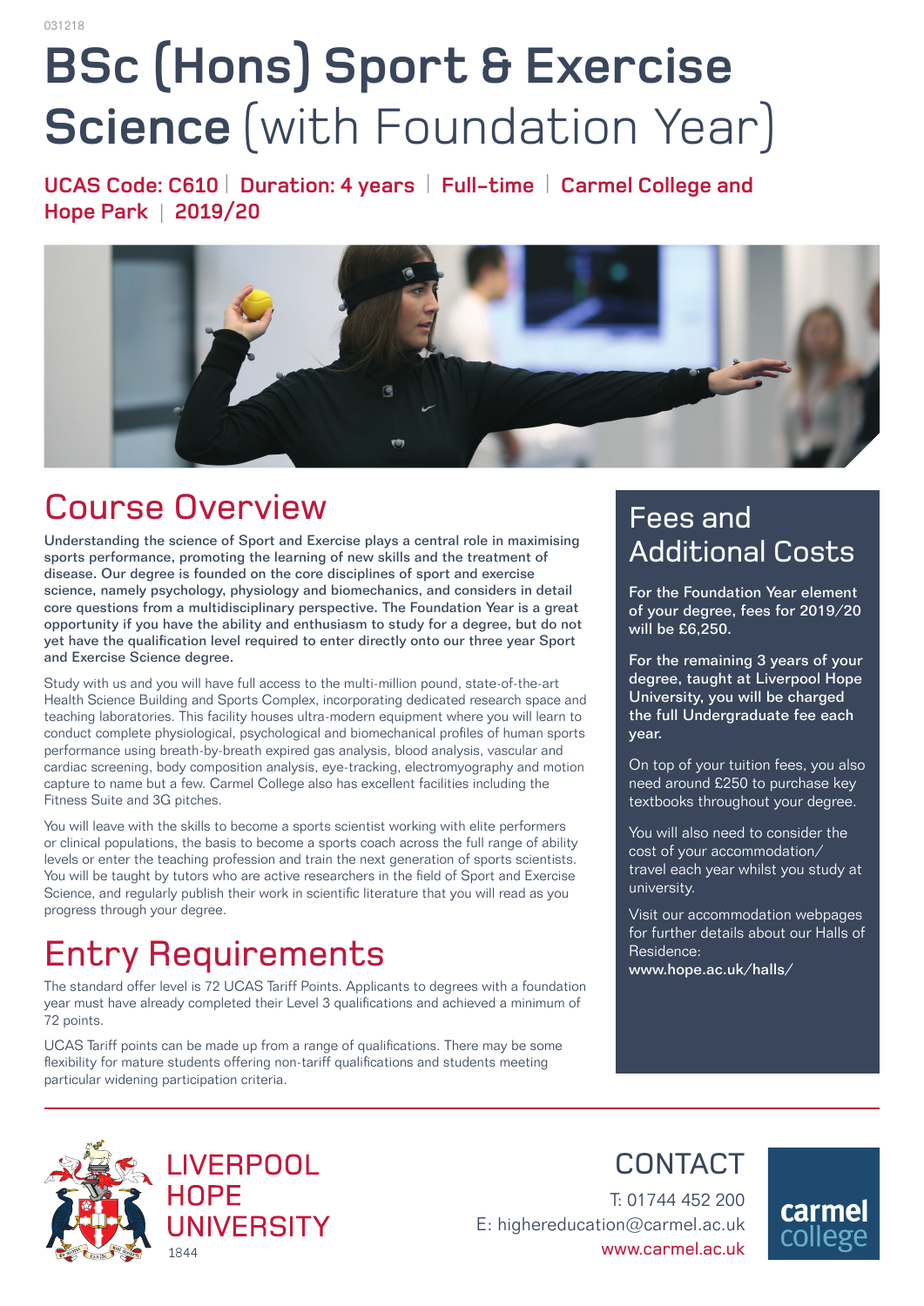031218

# BSc (Hons) Sport & Exercise Science (with Foundation Year)

**UCAS Code: C610 | Duration: 4 years | Full-time | Carmel College and Hope Park | 2019/20**

## Course Overview

**Understanding the science of Sport and Exercise plays a central role in maximising sports performance, promoting the learning of new skills and the treatment of disease. Our degree is founded on the core disciplines of sport and exercise science, namely psychology, physiology and biomechanics, and considers in detail core questions from a multidisciplinary perspective. The Foundation Year is a great opportunity if you have the ability and enthusiasm to study for a degree, but do not yet have the qualification level required to enter directly onto our three year Sport and Exercise Science degree.**

Study with us and you will have full access to the multi-million pound, state-of-the-art Health Science Building and Sports Complex, incorporating dedicated research space and teaching laboratories. This facility houses ultra-modern equipment where you will learn to conduct complete physiological, psychological and biomechanical profiles of human sports performance using breath-by-breath expired gas analysis, blood analysis, vascular and cardiac screening, body composition analysis, eye-tracking, electromyography and motion capture to name but a few. Carmel College also has excellent facilities including the Fitness Suite and 3G pitches.

You will leave with the skills to become a sports scientist working with elite performers or clinical populations, the basis to become a sports coach across the full range of ability levels or enter the teaching profession and train the next generation of sports scientists. You will be taught by tutors who are active researchers in the field of Sport and Exercise Science, and regularly publish their work in scientific literature that you will read as you progress through your degree.

## Entry Requirements

The standard offer level is 72 UCAS Tariff Points. Applicants to degrees with a foundation year must have already completed their Level 3 qualifications and achieved a minimum of 72 points.

UCAS Tariff points can be made up from a range of qualifications. There may be some flexibility for mature students offering non-tariff qualifications and students meeting particular widening participation criteria.

## Fees and Additional Costs

**For the Foundation Year element of your degree, fees for 2019/20 will be £6,250.**

**For the remaining 3 years of your degree, taught at Liverpool Hope University, you will be charged the full Undergraduate fee each year.**

On top of your tuition fees, you also need around £250 to purchase key textbooks throughout your degree.

You will also need to consider the cost of your accommodation/ travel each year whilst you study at university.

Visit our accommodation webpages for further details about our Halls of Residence:
**www.hope.ac.uk/halls/**

LIVERPOOL HOPE UNIVERSITY 1844

## CONTACT

T: 01744 452 200
E: highereducation@carmel.ac.uk
www.carmel.ac.uk

carmel college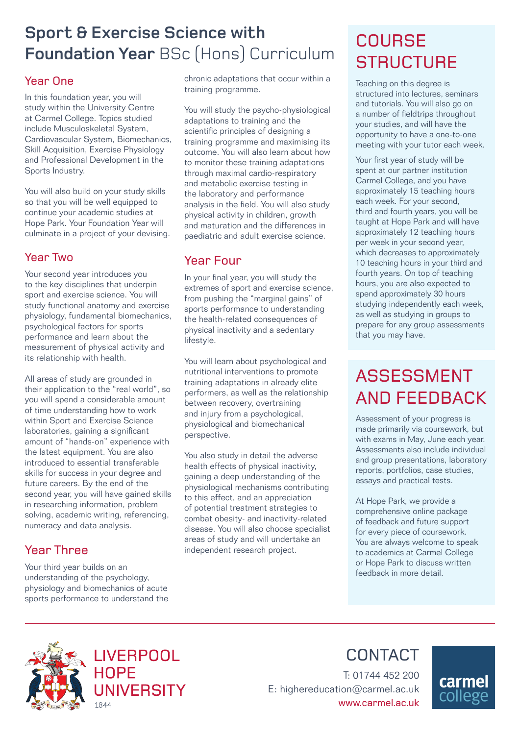# Sport & Exercise Science with Foundation Year BSc (Hons) Curriculum

## Year One

In this foundation year, you will study within the University Centre at Carmel College. Topics studied include Musculoskeletal System, Cardiovascular System, Biomechanics, Skill Acquisition, Exercise Physiology and Professional Development in the Sports Industry.

You will also build on your study skills so that you will be well equipped to continue your academic studies at Hope Park. Your Foundation Year will culminate in a project of your devising.

## Year Two

Your second year introduces you to the key disciplines that underpin sport and exercise science. You will study functional anatomy and exercise physiology, fundamental biomechanics, psychological factors for sports performance and learn about the measurement of physical activity and its relationship with health.

All areas of study are grounded in their application to the "real world", so you will spend a considerable amount of time understanding how to work within Sport and Exercise Science laboratories, gaining a significant amount of "hands-on" experience with the latest equipment. You are also introduced to essential transferable skills for success in your degree and future careers. By the end of the second year, you will have gained skills in researching information, problem solving, academic writing, referencing, numeracy and data analysis.

## Year Three

Your third year builds on an understanding of the psychology, physiology and biomechanics of acute sports performance to understand the chronic adaptations that occur within a training programme.

You will study the psycho-physiological adaptations to training and the scientific principles of designing a training programme and maximising its outcome. You will also learn about how to monitor these training adaptations through maximal cardio-respiratory and metabolic exercise testing in the laboratory and performance analysis in the field. You will also study physical activity in children, growth and maturation and the differences in paediatric and adult exercise science.

## Year Four

In your final year, you will study the extremes of sport and exercise science, from pushing the "marginal gains" of sports performance to understanding the health-related consequences of physical inactivity and a sedentary lifestyle.

You will learn about psychological and nutritional interventions to promote training adaptations in already elite performers, as well as the relationship between recovery, overtraining and injury from a psychological, physiological and biomechanical perspective.

You also study in detail the adverse health effects of physical inactivity, gaining a deep understanding of the physiological mechanisms contributing to this effect, and an appreciation of potential treatment strategies to combat obesity- and inactivity-related disease. You will also choose specialist areas of study and will undertake an independent research project.

## COURSE STRUCTURE

Teaching on this degree is structured into lectures, seminars and tutorials. You will also go on a number of fieldtrips throughout your studies, and will have the opportunity to have a one-to-one meeting with your tutor each week.

Your first year of study will be spent at our partner institution Carmel College, and you have approximately 15 teaching hours each week. For your second, third and fourth years, you will be taught at Hope Park and will have approximately 12 teaching hours per week in your second year, which decreases to approximately 10 teaching hours in your third and fourth years. On top of teaching hours, you are also expected to spend approximately 30 hours studying independently each week, as well as studying in groups to prepare for any group assessments that you may have.

## ASSESSMENT AND FEEDBACK

Assessment of your progress is made primarily via coursework, but with exams in May, June each year. Assessments also include individual and group presentations, laboratory reports, portfolios, case studies, essays and practical tests.

At Hope Park, we provide a comprehensive online package of feedback and future support for every piece of coursework. You are always welcome to speak to academics at Carmel College or Hope Park to discuss written feedback in more detail.

LIVERPOOL HOPE UNIVERSITY 1844

## CONTACT

T: 01744 452 200
E: highereducation@carmel.ac.uk
www.carmel.ac.uk

carmel college